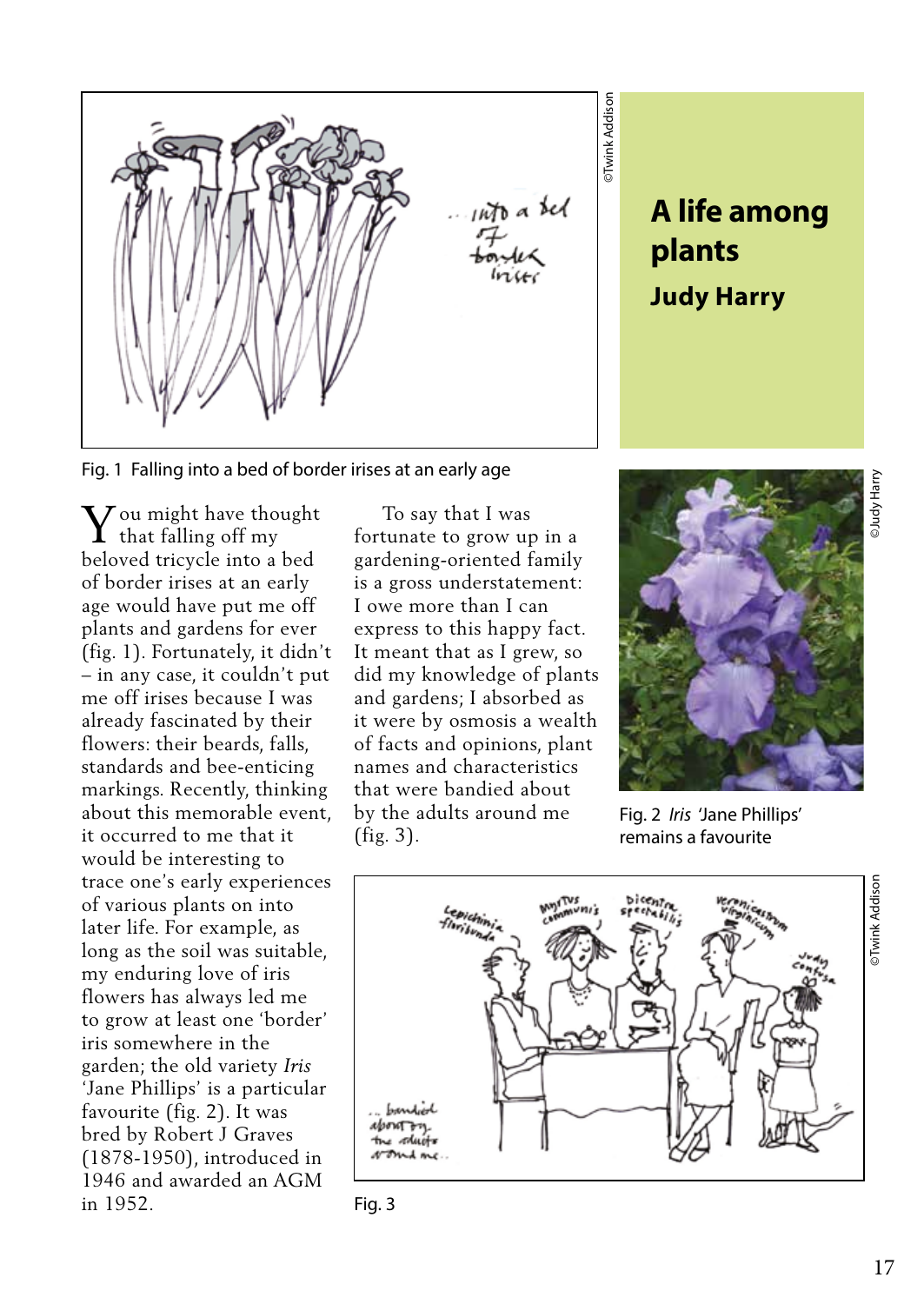# A life among plants

## Judy Harry

Fig. 1 Falling into a bed of border irises at an early age

You might have thought that falling off my beloved tricycle into a bed of border irises at an early age would have put me off plants and gardens for ever (fig. 1). Fortunately, it didn't – in any case, it couldn't put me off irises because I was already fascinated by their flowers: their beards, falls, standards and bee-enticing markings. Recently, thinking about this memorable event, it occurred to me that it would be interesting to trace one's early experiences of various plants on into later life. For example, as long as the soil was suitable, my enduring love of iris flowers has always led me to grow at least one 'border' iris somewhere in the garden; the old variety *Iris* 'Jane Phillips' is a particular favourite (fig. 2). It was bred by Robert J Graves (1878-1950), introduced in 1946 and awarded an AGM in 1952.

To say that I was fortunate to grow up in a gardening-oriented family is a gross understatement: I owe more than I can express to this happy fact. It meant that as I grew, so did my knowledge of plants and gardens; I absorbed as it were by osmosis a wealth of facts and opinions, plant names and characteristics that were bandied about by the adults around me (fig. 3).

Fig. 2 *Iris* 'Jane Phillips' remains a favourite

Fig. 3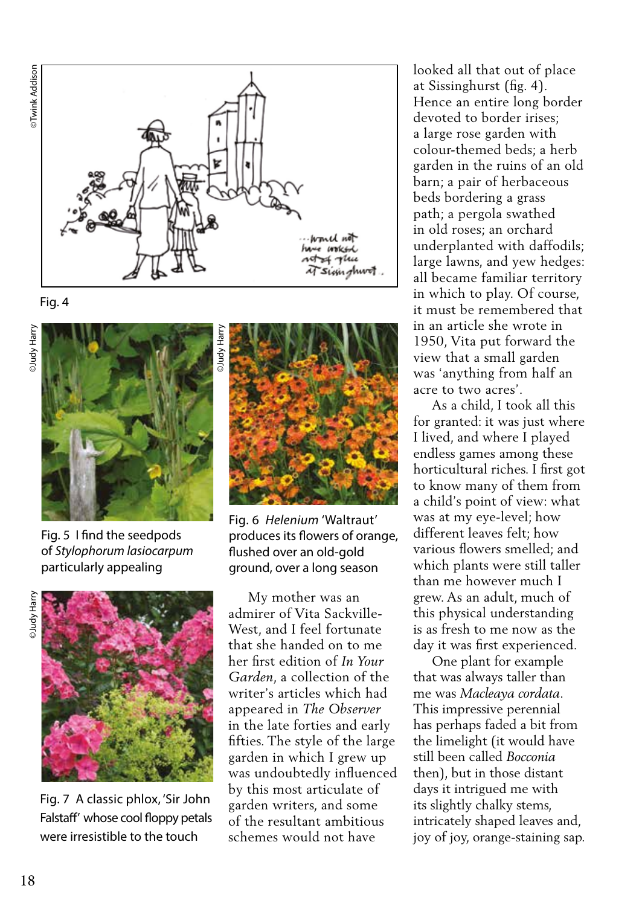Fig. 4

Fig. 5 I find the seedpods of *Stylophorum lasiocarpum* particularly appealing

Fig. 6 *Helenium* 'Waltraut' produces its flowers of orange, flushed over an old-gold ground, over a long season

Fig. 7 A classic phlox, 'Sir John Falstaff' whose cool floppy petals were irresistible to the touch

My mother was an admirer of Vita Sackville-West, and I feel fortunate that she handed on to me her first edition of *In Your Garden*, a collection of the writer's articles which had appeared in *The Observer* in the late forties and early fifties. The style of the large garden in which I grew up was undoubtedly influenced by this most articulate of garden writers, and some of the resultant ambitious schemes would not have looked all that out of place at Sissinghurst (fig. 4). Hence an entire long border devoted to border irises; a large rose garden with colour-themed beds; a herb garden in the ruins of an old barn; a pair of herbaceous beds bordering a grass path; a pergola swathed in old roses; an orchard underplanted with daffodils; large lawns, and yew hedges: all became familiar territory in which to play. Of course, it must be remembered that in an article she wrote in 1950, Vita put forward the view that a small garden was 'anything from half an acre to two acres'.

As a child, I took all this for granted: it was just where I lived, and where I played endless games among these horticultural riches. I first got to know many of them from a child's point of view: what was at my eye-level; how different leaves felt; how various flowers smelled; and which plants were still taller than me however much I grew. As an adult, much of this physical understanding is as fresh to me now as the day it was first experienced.

One plant for example that was always taller than me was *Macleaya cordata*. This impressive perennial has perhaps faded a bit from the limelight (it would have still been called *Bocconia* then), but in those distant days it intrigued me with its slightly chalky stems, intricately shaped leaves and, joy of joy, orange-staining sap.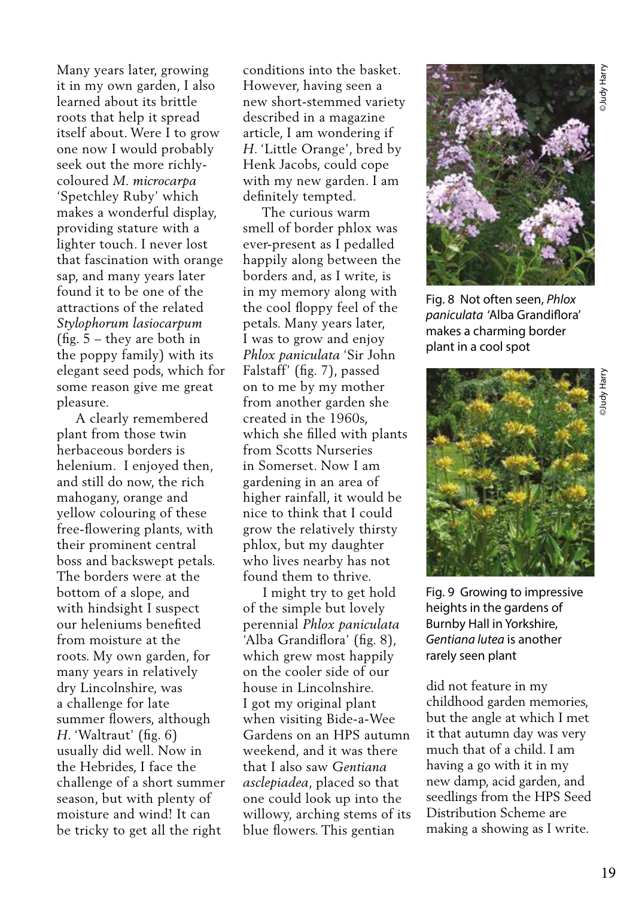Many years later, growing it in my own garden, I also learned about its brittle roots that help it spread itself about. Were I to grow one now I would probably seek out the more richly-coloured *M. microcarpa* 'Spetchley Ruby' which makes a wonderful display, providing stature with a lighter touch. I never lost that fascination with orange sap, and many years later found it to be one of the attractions of the related *Stylophorum lasiocarpum* (fig. 5 – they are both in the poppy family) with its elegant seed pods, which for some reason give me great pleasure.

A clearly remembered plant from those twin herbaceous borders is helenium. I enjoyed then, and still do now, the rich mahogany, orange and yellow colouring of these free-flowering plants, with their prominent central boss and backswept petals. The borders were at the bottom of a slope, and with hindsight I suspect our heleniums benefited from moisture at the roots. My own garden, for many years in relatively dry Lincolnshire, was a challenge for late summer flowers, although *H*. 'Waltraut' (fig. 6) usually did well. Now in the Hebrides, I face the challenge of a short summer season, but with plenty of moisture and wind! It can be tricky to get all the right conditions into the basket. However, having seen a new short-stemmed variety described in a magazine article, I am wondering if *H*. 'Little Orange', bred by Henk Jacobs, could cope with my new garden. I am definitely tempted.

The curious warm smell of border phlox was ever-present as I pedalled happily along between the borders and, as I write, is in my memory along with the cool floppy feel of the petals. Many years later, I was to grow and enjoy *Phlox paniculata* 'Sir John Falstaff' (fig. 7), passed on to me by my mother from another garden she created in the 1960s, which she filled with plants from Scotts Nurseries in Somerset. Now I am gardening in an area of higher rainfall, it would be nice to think that I could grow the relatively thirsty phlox, but my daughter who lives nearby has not found them to thrive.

I might try to get hold of the simple but lovely perennial *Phlox paniculata* 'Alba Grandiflora' (fig. 8), which grew most happily on the cooler side of our house in Lincolnshire. I got my original plant when visiting Bide-a-Wee Gardens on an HPS autumn weekend, and it was there that I also saw *Gentiana asclepiadea*, placed so that one could look up into the willowy, arching stems of its blue flowers. This gentian did not feature in my childhood garden memories, but the angle at which I met it that autumn day was very much that of a child. I am having a go with it in my new damp, acid garden, and seedlings from the HPS Seed Distribution Scheme are making a showing as I write.

©Judy Harry

Fig. 8 Not often seen, *Phlox paniculata* 'Alba Grandiflora' makes a charming border plant in a cool spot

©Judy Harry

Fig. 9 Growing to impressive heights in the gardens of Burnby Hall in Yorkshire, *Gentiana lutea* is another rarely seen plant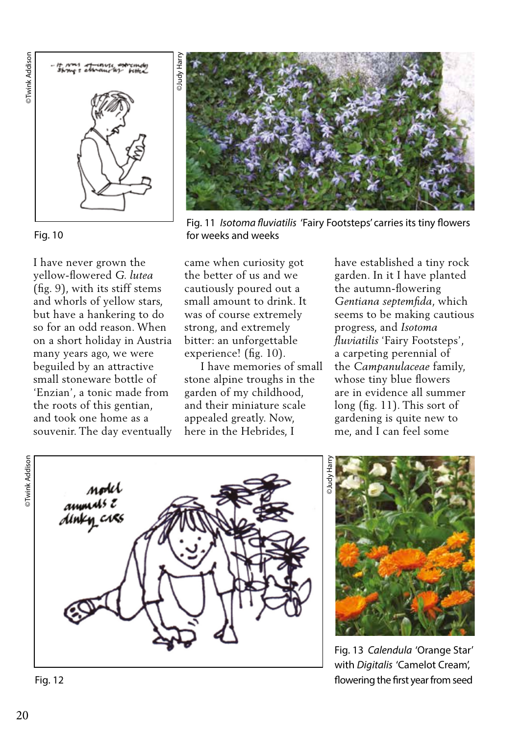Fig. 10

Fig. 11 *Isotoma fluviatilis* 'Fairy Footsteps' carries its tiny flowers for weeks and weeks

I have never grown the yellow-flowered *G. lutea* (fig. 9), with its stiff stems and whorls of yellow stars, but have a hankering to do so for an odd reason. When on a short holiday in Austria many years ago, we were beguiled by an attractive small stoneware bottle of 'Enzian', a tonic made from the roots of this gentian, and took one home as a souvenir. The day eventually came when curiosity got the better of us and we cautiously poured out a small amount to drink. It was of course extremely strong, and extremely bitter: an unforgettable experience! (fig. 10).

I have memories of small stone alpine troughs in the garden of my childhood, and their miniature scale appealed greatly. Now, here in the Hebrides, I have established a tiny rock garden. In it I have planted the autumn-flowering *Gentiana septemfida*, which seems to be making cautious progress, and *Isotoma fluviatilis* 'Fairy Footsteps', a carpeting perennial of the *Campanulaceae* family, whose tiny blue flowers are in evidence all summer long (fig. 11). This sort of gardening is quite new to me, and I can feel some

Fig. 12

Fig. 13 *Calendula* 'Orange Star' with *Digitalis* 'Camelot Cream', flowering the first year from seed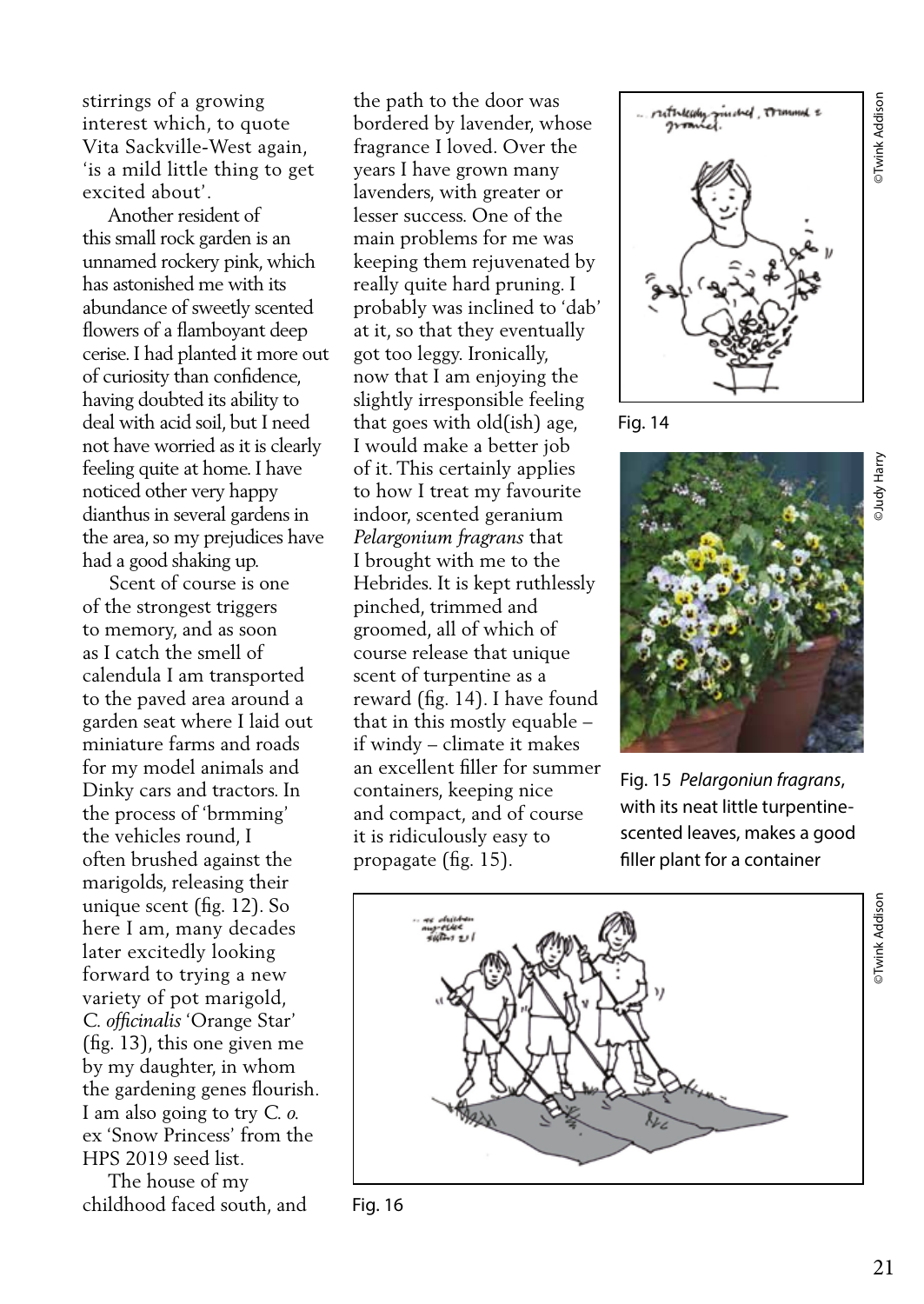stirrings of a growing interest which, to quote Vita Sackville-West again, 'is a mild little thing to get excited about'.

Another resident of this small rock garden is an unnamed rockery pink, which has astonished me with its abundance of sweetly scented flowers of a flamboyant deep cerise. I had planted it more out of curiosity than confidence, having doubted its ability to deal with acid soil, but I need not have worried as it is clearly feeling quite at home. I have noticed other very happy dianthus in several gardens in the area, so my prejudices have had a good shaking up.

Scent of course is one of the strongest triggers to memory, and as soon as I catch the smell of calendula I am transported to the paved area around a garden seat where I laid out miniature farms and roads for my model animals and Dinky cars and tractors. In the process of 'brmming' the vehicles round, I often brushed against the marigolds, releasing their unique scent (fig. 12). So here I am, many decades later excitedly looking forward to trying a new variety of pot marigold, *C. officinalis* 'Orange Star' (fig. 13), this one given me by my daughter, in whom the gardening genes flourish. I am also going to try *C. o.* ex 'Snow Princess' from the HPS 2019 seed list.

The house of my childhood faced south, and the path to the door was bordered by lavender, whose fragrance I loved. Over the years I have grown many lavenders, with greater or lesser success. One of the main problems for me was keeping them rejuvenated by really quite hard pruning. I probably was inclined to 'dab' at it, so that they eventually got too leggy. Ironically, now that I am enjoying the slightly irresponsible feeling that goes with old(ish) age, I would make a better job of it. This certainly applies to how I treat my favourite indoor, scented geranium *Pelargonium fragrans* that I brought with me to the Hebrides. It is kept ruthlessly pinched, trimmed and groomed, all of which of course release that unique scent of turpentine as a reward (fig. 14). I have found that in this mostly equable – if windy – climate it makes an excellent filler for summer containers, keeping nice and compact, and of course it is ridiculously easy to propagate (fig. 15).

Fig. 14

Fig. 15 *Pelargoniun fragrans*, with its neat little turpentine-scented leaves, makes a good filler plant for a container

Fig. 16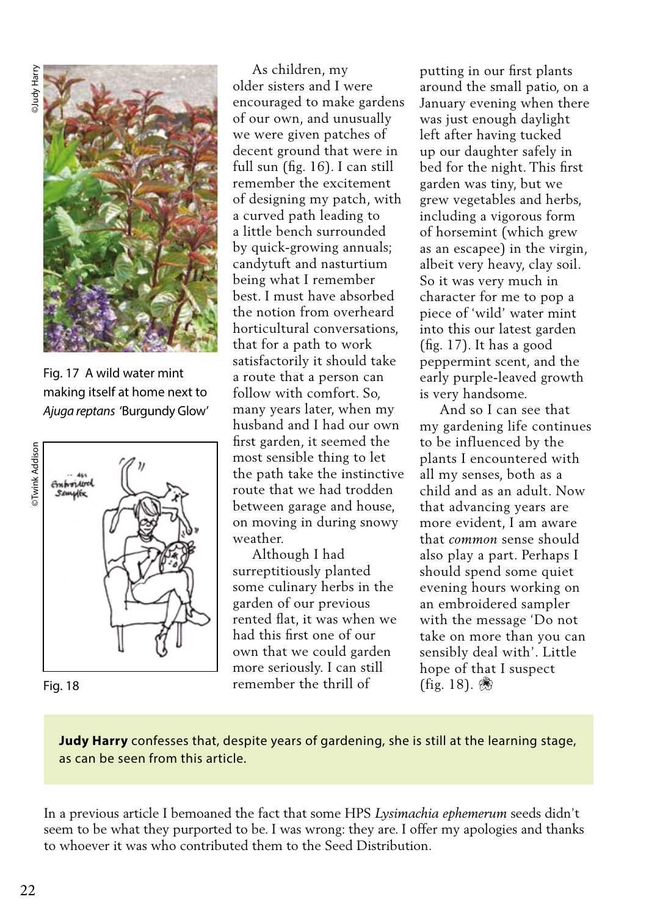Fig. 17 A wild water mint making itself at home next to *Ajuga reptans* 'Burgundy Glow'

Fig. 18

As children, my older sisters and I were encouraged to make gardens of our own, and unusually we were given patches of decent ground that were in full sun (fig. 16). I can still remember the excitement of designing my patch, with a curved path leading to a little bench surrounded by quick-growing annuals; candytuft and nasturtium being what I remember best. I must have absorbed the notion from overheard horticultural conversations, that for a path to work satisfactorily it should take a route that a person can follow with comfort. So, many years later, when my husband and I had our own first garden, it seemed the most sensible thing to let the path take the instinctive route that we had trodden between garage and house, on moving in during snowy weather.

Although I had surreptitiously planted some culinary herbs in the garden of our previous rented flat, it was when we had this first one of our own that we could garden more seriously. I can still remember the thrill of putting in our first plants around the small patio, on a January evening when there was just enough daylight left after having tucked up our daughter safely in bed for the night. This first garden was tiny, but we grew vegetables and herbs, including a vigorous form of horsemint (which grew as an escapee) in the virgin, albeit very heavy, clay soil. So it was very much in character for me to pop a piece of 'wild' water mint into this our latest garden (fig. 17). It has a good peppermint scent, and the early purple-leaved growth is very handsome.

And so I can see that my gardening life continues to be influenced by the plants I encountered with all my senses, both as a child and as an adult. Now that advancing years are more evident, I am aware that *common* sense should also play a part. Perhaps I should spend some quiet evening hours working on an embroidered sampler with the message 'Do not take on more than you can sensibly deal with'. Little hope of that I suspect (fig. 18).

**Judy Harry** confesses that, despite years of gardening, she is still at the learning stage, as can be seen from this article.

In a previous article I bemoaned the fact that some HPS *Lysimachia ephemerum* seeds didn't seem to be what they purported to be. I was wrong: they are. I offer my apologies and thanks to whoever it was who contributed them to the Seed Distribution.